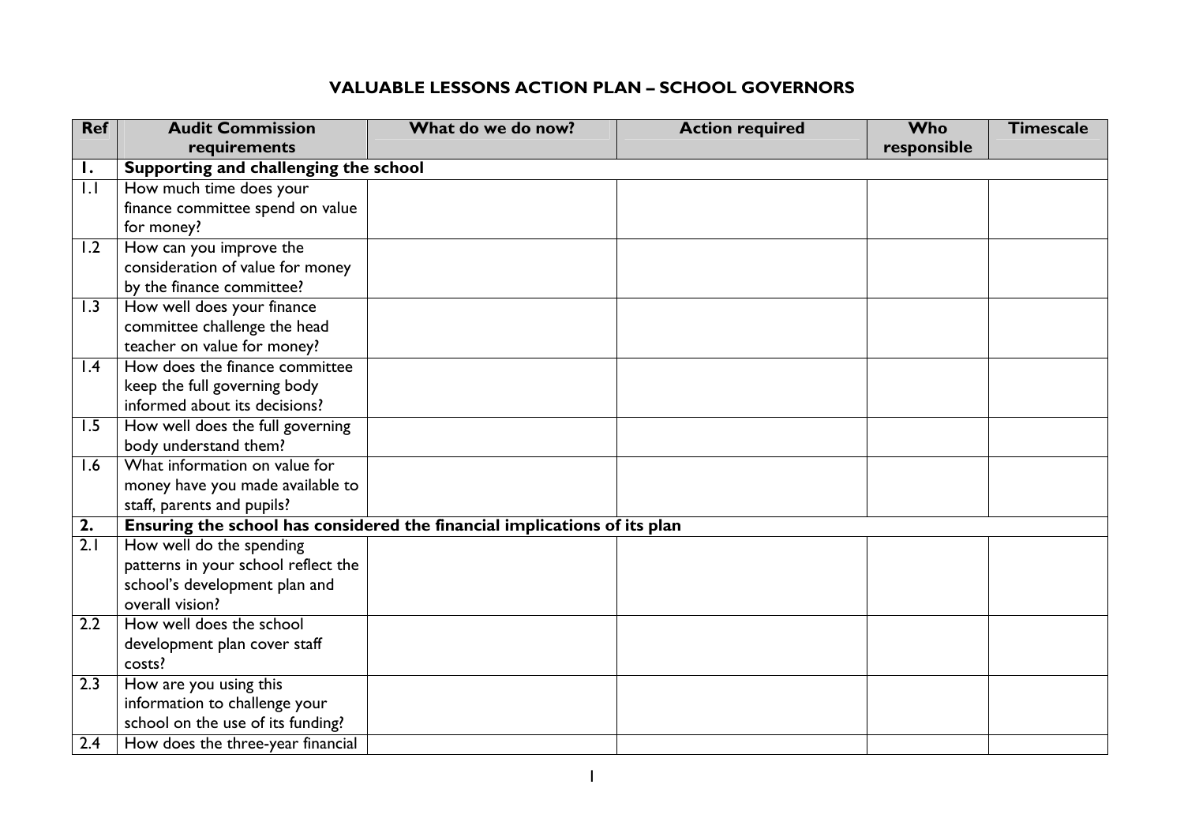# VALUABLE LESSONS ACTION PLAN – SCHOOL GOVERNORS

| Ref | Audit Commission requirements | What do we do now? | Action required | Who responsible | Timescale |
|---|---|---|---|---|---|
| **1.** | **Supporting and challenging the school** | | | | |
| 1.1 | How much time does your finance committee spend on value for money? | | | | |
| 1.2 | How can you improve the consideration of value for money by the finance committee? | | | | |
| 1.3 | How well does your finance committee challenge the head teacher on value for money? | | | | |
| 1.4 | How does the finance committee keep the full governing body informed about its decisions? | | | | |
| 1.5 | How well does the full governing body understand them? | | | | |
| 1.6 | What information on value for money have you made available to staff, parents and pupils? | | | | |
| **2.** | **Ensuring the school has considered the financial implications of its plan** | | | | |
| 2.1 | How well do the spending patterns in your school reflect the school's development plan and overall vision? | | | | |
| 2.2 | How well does the school development plan cover staff costs? | | | | |
| 2.3 | How are you using this information to challenge your school on the use of its funding? | | | | |
| 2.4 | How does the three-year financial | | | | |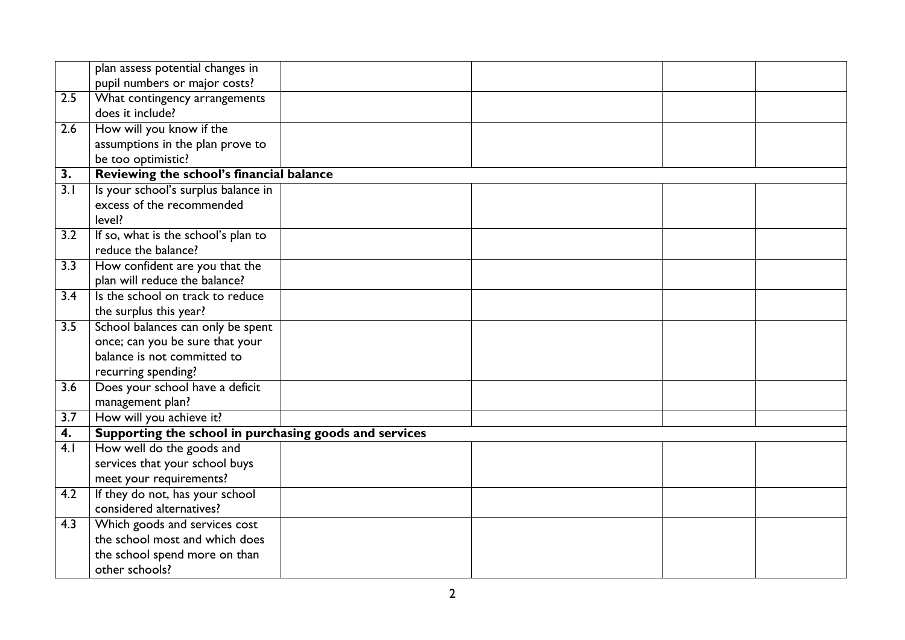| | | | | | |
|---|---|---|---|---|---|
| | plan assess potential changes in pupil numbers or major costs? | | | | |
| 2.5 | What contingency arrangements does it include? | | | | |
| 2.6 | How will you know if the assumptions in the plan prove to be too optimistic? | | | | |
| **3.** | **Reviewing the school's financial balance** | | | | |
| 3.1 | Is your school's surplus balance in excess of the recommended level? | | | | |
| 3.2 | If so, what is the school's plan to reduce the balance? | | | | |
| 3.3 | How confident are you that the plan will reduce the balance? | | | | |
| 3.4 | Is the school on track to reduce the surplus this year? | | | | |
| 3.5 | School balances can only be spent once; can you be sure that your balance is not committed to recurring spending? | | | | |
| 3.6 | Does your school have a deficit management plan? | | | | |
| 3.7 | How will you achieve it? | | | | |
| **4.** | **Supporting the school in purchasing goods and services** | | | | |
| 4.1 | How well do the goods and services that your school buys meet your requirements? | | | | |
| 4.2 | If they do not, has your school considered alternatives? | | | | |
| 4.3 | Which goods and services cost the school most and which does the school spend more on than other schools? | | | | |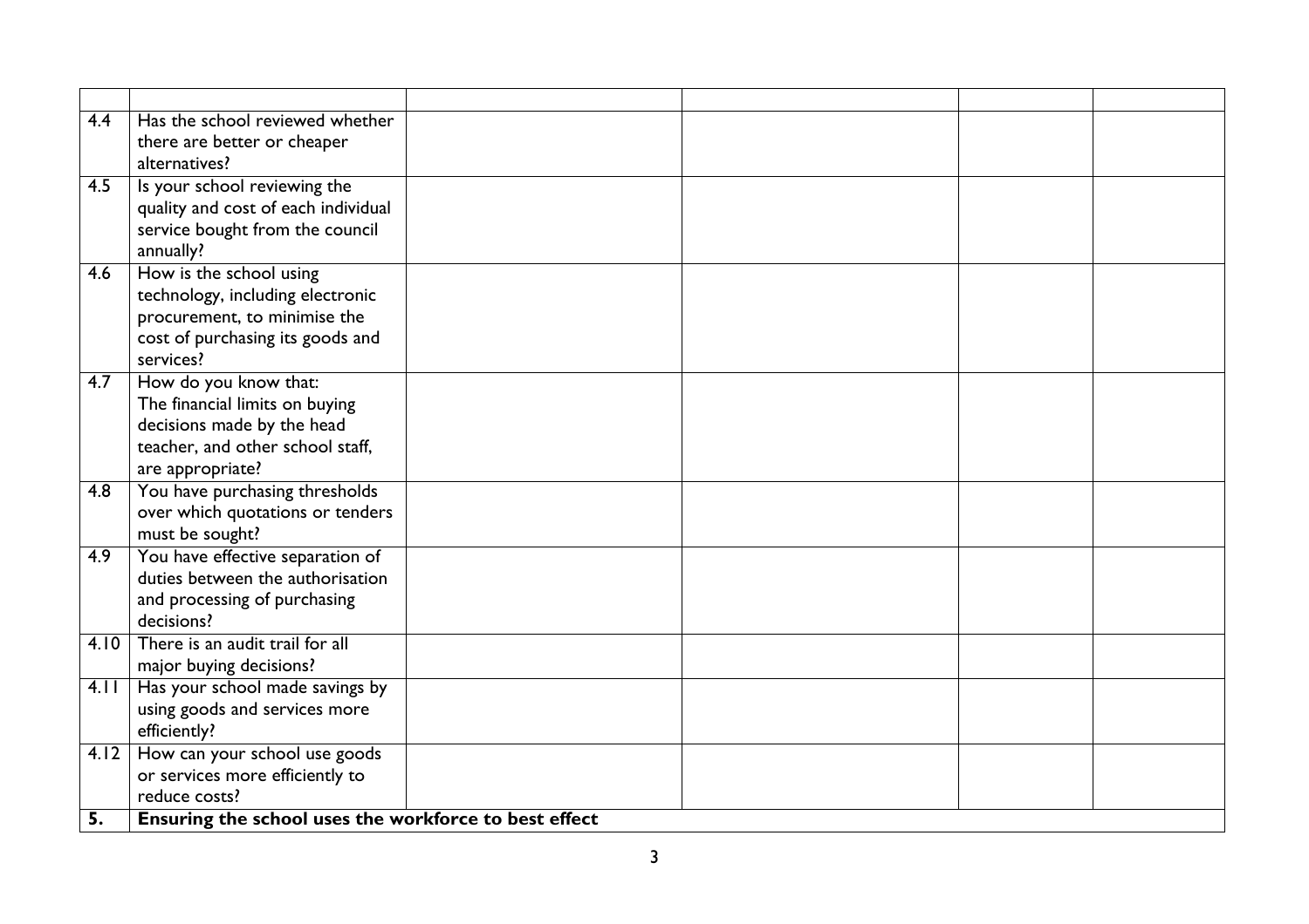| | | | | | |
|---|---|---|---|---|---|
| 4.4 | Has the school reviewed whether there are better or cheaper alternatives? | | | | |
| 4.5 | Is your school reviewing the quality and cost of each individual service bought from the council annually? | | | | |
| 4.6 | How is the school using technology, including electronic procurement, to minimise the cost of purchasing its goods and services? | | | | |
| 4.7 | How do you know that: The financial limits on buying decisions made by the head teacher, and other school staff, are appropriate? | | | | |
| 4.8 | You have purchasing thresholds over which quotations or tenders must be sought? | | | | |
| 4.9 | You have effective separation of duties between the authorisation and processing of purchasing decisions? | | | | |
| 4.10 | There is an audit trail for all major buying decisions? | | | | |
| 4.11 | Has your school made savings by using goods and services more efficiently? | | | | |
| 4.12 | How can your school use goods or services more efficiently to reduce costs? | | | | |
| **5.** | **Ensuring the school uses the workforce to best effect** | | | | |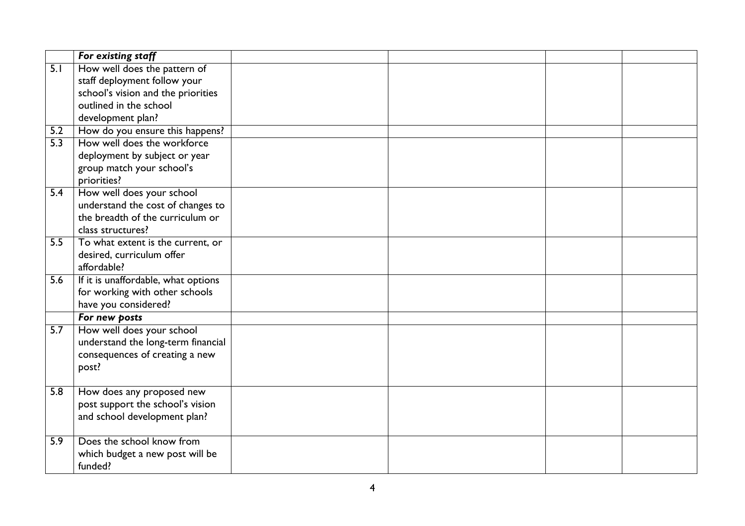| | *For existing staff* | | | | |
|---|---|---|---|---|---|
| 5.1 | How well does the pattern of staff deployment follow your school's vision and the priorities outlined in the school development plan? | | | | |
| 5.2 | How do you ensure this happens? | | | | |
| 5.3 | How well does the workforce deployment by subject or year group match your school's priorities? | | | | |
| 5.4 | How well does your school understand the cost of changes to the breadth of the curriculum or class structures? | | | | |
| 5.5 | To what extent is the current, or desired, curriculum offer affordable? | | | | |
| 5.6 | If it is unaffordable, what options for working with other schools have you considered? | | | | |
| | ***For new posts*** | | | | |
| 5.7 | How well does your school understand the long-term financial consequences of creating a new post? | | | | |
| 5.8 | How does any proposed new post support the school's vision and school development plan? | | | | |
| 5.9 | Does the school know from which budget a new post will be funded? | | | | |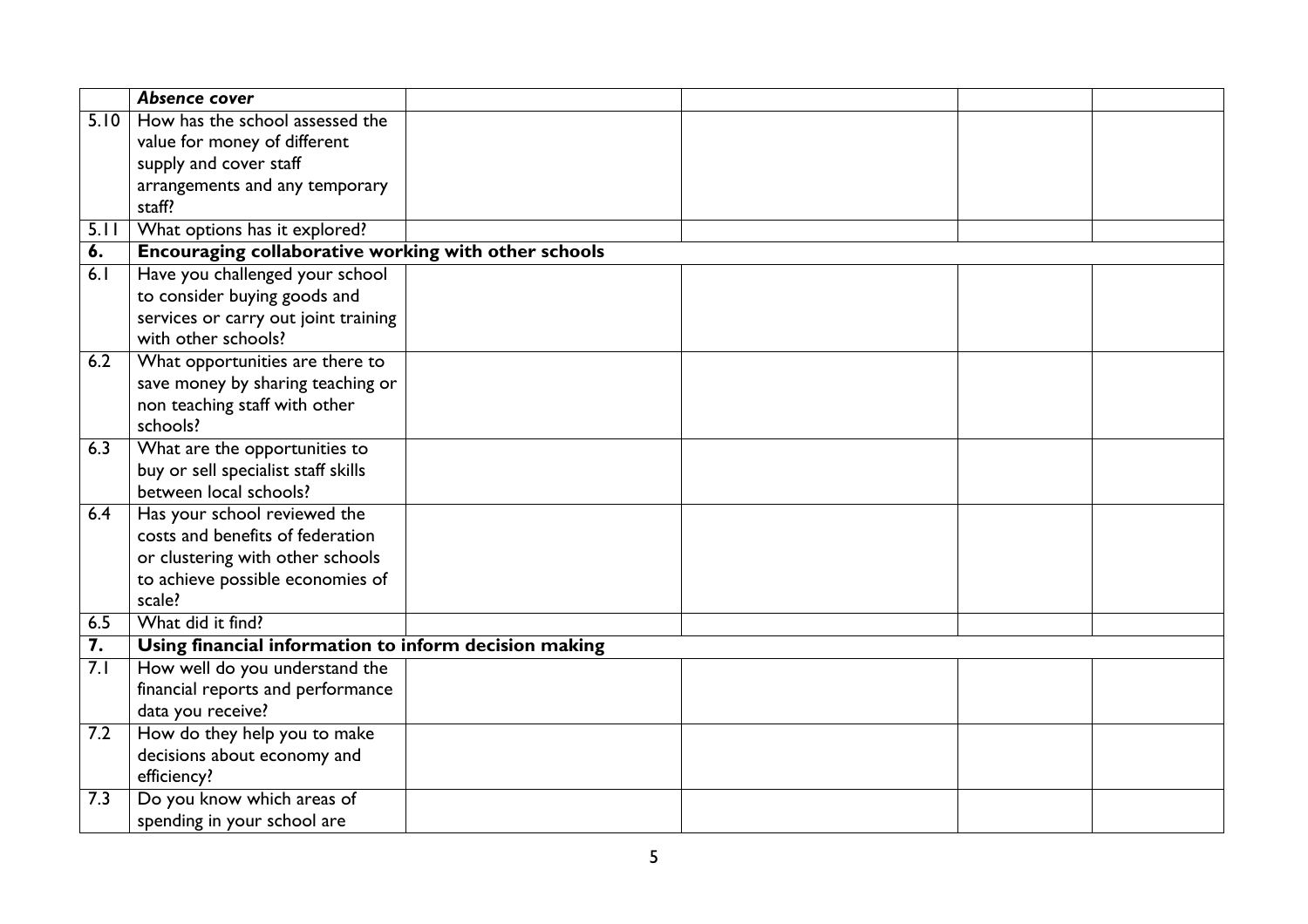| | | | | | |
|---|---|---|---|---|---|
| | ***Absence cover*** | | | | |
| 5.10 | How has the school assessed the value for money of different supply and cover staff arrangements and any temporary staff? | | | | |
| 5.11 | What options has it explored? | | | | |
| **6.** | **Encouraging collaborative working with other schools** | | | | |
| 6.1 | Have you challenged your school to consider buying goods and services or carry out joint training with other schools? | | | | |
| 6.2 | What opportunities are there to save money by sharing teaching or non teaching staff with other schools? | | | | |
| 6.3 | What are the opportunities to buy or sell specialist staff skills between local schools? | | | | |
| 6.4 | Has your school reviewed the costs and benefits of federation or clustering with other schools to achieve possible economies of scale? | | | | |
| 6.5 | What did it find? | | | | |
| **7.** | **Using financial information to inform decision making** | | | | |
| 7.1 | How well do you understand the financial reports and performance data you receive? | | | | |
| 7.2 | How do they help you to make decisions about economy and efficiency? | | | | |
| 7.3 | Do you know which areas of spending in your school are | | | | |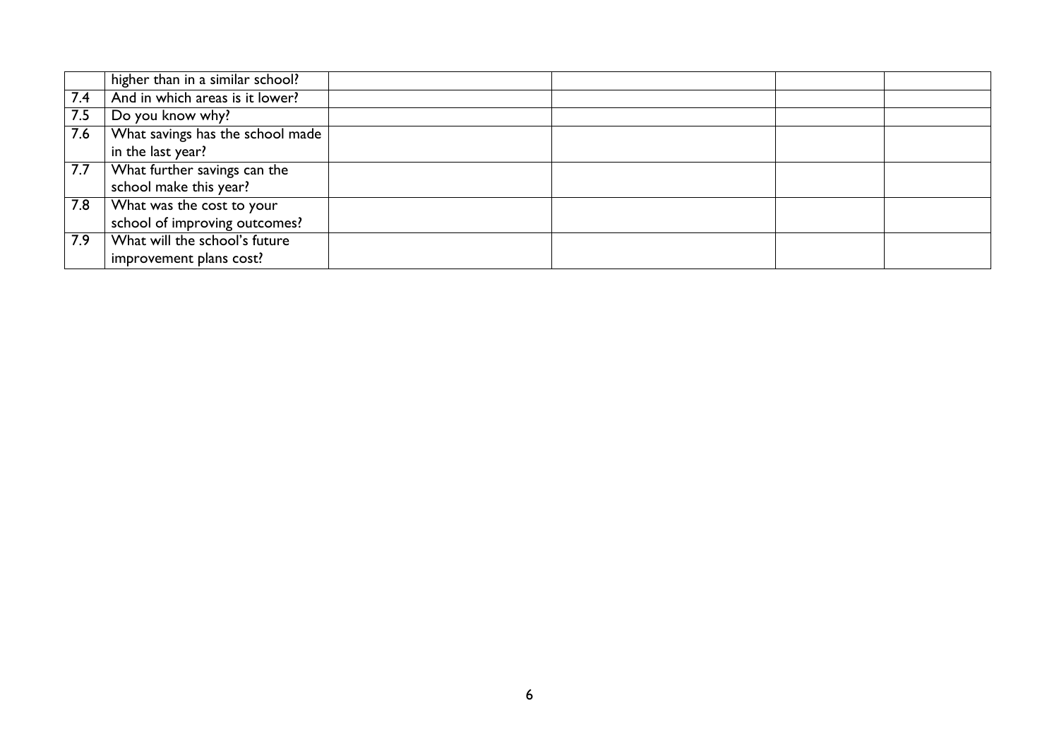| | | | | | |
|---|---|---|---|---|---|
| | higher than in a similar school? | | | | |
| 7.4 | And in which areas is it lower? | | | | |
| 7.5 | Do you know why? | | | | |
| 7.6 | What savings has the school made in the last year? | | | | |
| 7.7 | What further savings can the school make this year? | | | | |
| 7.8 | What was the cost to your school of improving outcomes? | | | | |
| 7.9 | What will the school's future improvement plans cost? | | | | |